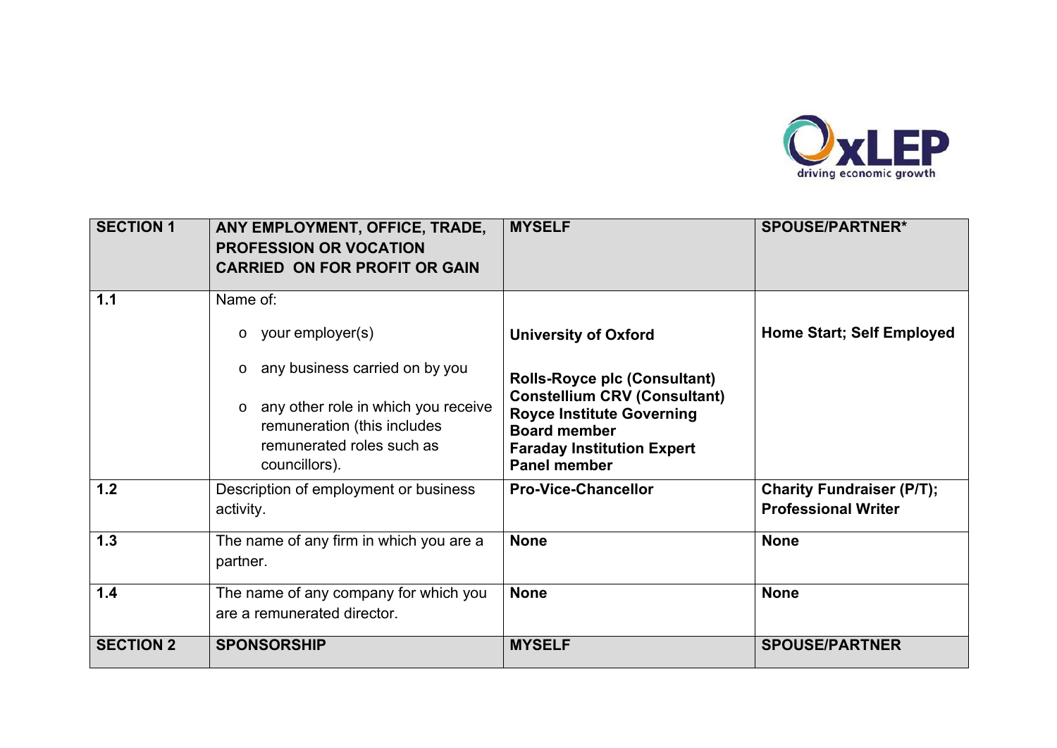| SECTION 1 | ANY EMPLOYMENT, OFFICE, TRADE, PROFESSION OR VOCATION CARRIED ON FOR PROFIT OR GAIN | MYSELF | SPOUSE/PARTNER* |
|---|---|---|---|
| 1.1 | Name of:<br>o your employer(s)<br>o any business carried on by you<br>o any other role in which you receive remuneration (this includes remunerated roles such as councillors). | **University of Oxford**<br>**Rolls-Royce plc (Consultant)**<br>**Constellium CRV (Consultant)**<br>**Royce Institute Governing Board member**<br>**Faraday Institution Expert Panel member** | **Home Start; Self Employed** |
| 1.2 | Description of employment or business activity. | **Pro-Vice-Chancellor** | **Charity Fundraiser (P/T); Professional Writer** |
| 1.3 | The name of any firm in which you are a partner. | **None** | **None** |
| 1.4 | The name of any company for which you are a remunerated director. | **None** | **None** |
| **SECTION 2** | **SPONSORSHIP** | **MYSELF** | **SPOUSE/PARTNER** |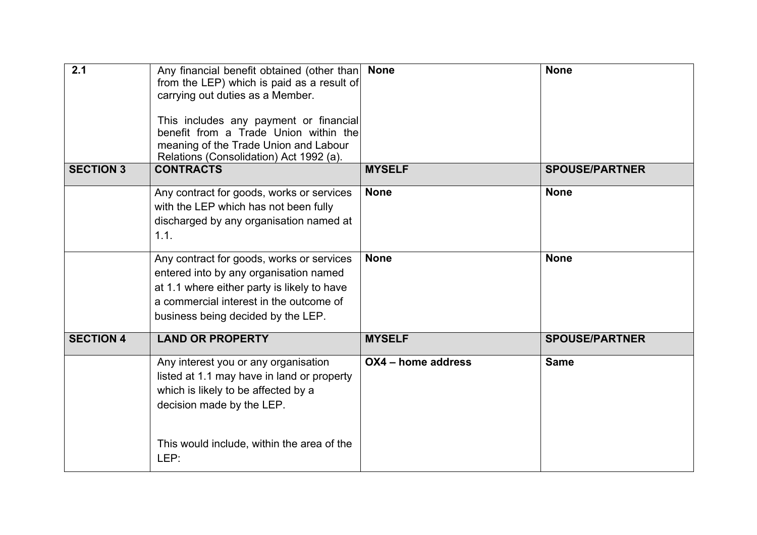| | | | |
|---|---|---|---|
| **2.1** | Any financial benefit obtained (other than from the LEP) which is paid as a result of carrying out duties as a Member.<br><br>This includes any payment or financial benefit from a Trade Union within the meaning of the Trade Union and Labour Relations (Consolidation) Act 1992 (a). | **None** | **None** |
| **SECTION 3** | **CONTRACTS** | **MYSELF** | **SPOUSE/PARTNER** |
| | Any contract for goods, works or services with the LEP which has not been fully discharged by any organisation named at 1.1. | **None** | **None** |
| | Any contract for goods, works or services entered into by any organisation named at 1.1 where either party is likely to have a commercial interest in the outcome of business being decided by the LEP. | **None** | **None** |
| **SECTION 4** | **LAND OR PROPERTY** | **MYSELF** | **SPOUSE/PARTNER** |
| | Any interest you or any organisation listed at 1.1 may have in land or property which is likely to be affected by a decision made by the LEP.<br><br>This would include, within the area of the LEP: | **OX4 – home address** | **Same** |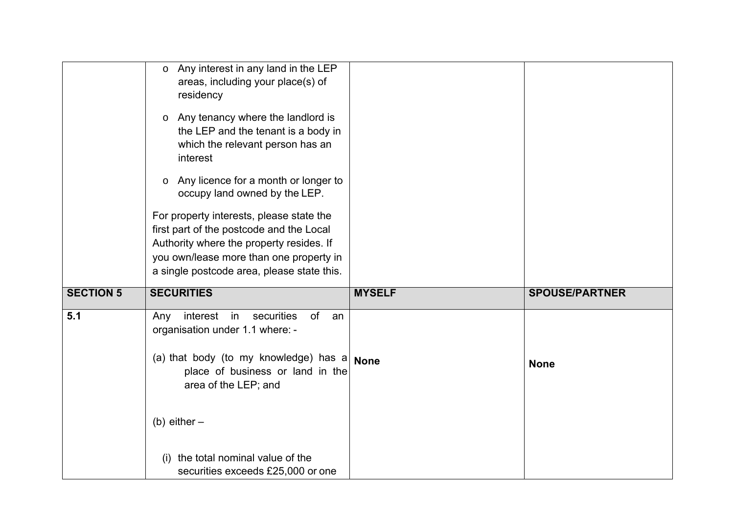| | | | |
|---|---|---|---|
| | o Any interest in any land in the LEP areas, including your place(s) of residency<br><br>o Any tenancy where the landlord is the LEP and the tenant is a body in which the relevant person has an interest<br><br>o Any licence for a month or longer to occupy land owned by the LEP.<br><br>For property interests, please state the first part of the postcode and the Local Authority where the property resides. If you own/lease more than one property in a single postcode area, please state this. | | |
| **SECTION 5** | **SECURITIES** | **MYSELF** | **SPOUSE/PARTNER** |
| **5.1** | Any interest in securities of an organisation under 1.1 where: -<br><br>(a) that body (to my knowledge) has a place of business or land in the area of the LEP; and<br><br>(b) either –<br><br>(i) the total nominal value of the securities exceeds £25,000 or one | **None** | **None** |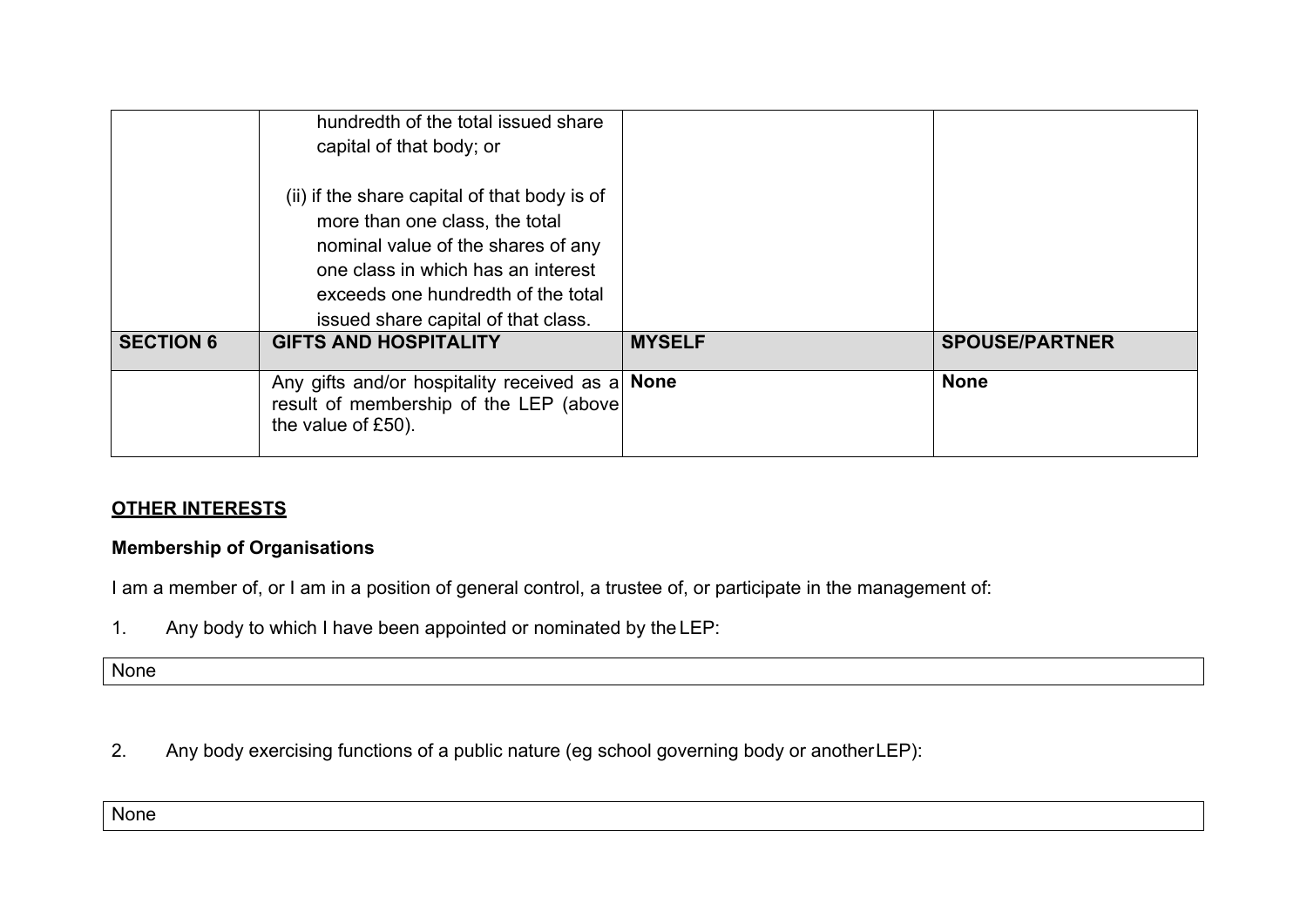| | | | |
|---|---|---|---|
| | hundredth of the total issued share capital of that body; or<br><br>(ii) if the share capital of that body is of more than one class, the total nominal value of the shares of any one class in which has an interest exceeds one hundredth of the total issued share capital of that class. | | |
| **SECTION 6** | **GIFTS AND HOSPITALITY** | **MYSELF** | **SPOUSE/PARTNER** |
| | Any gifts and/or hospitality received as a result of membership of the LEP (above the value of £50). | **None** | **None** |

**<u>OTHER INTERESTS</u>**

**Membership of Organisations**

I am a member of, or I am in a position of general control, a trustee of, or participate in the management of:

1. Any body to which I have been appointed or nominated by the LEP:

| |
|---|
| None |

2. Any body exercising functions of a public nature (eg school governing body or another LEP):

| |
|---|
| None |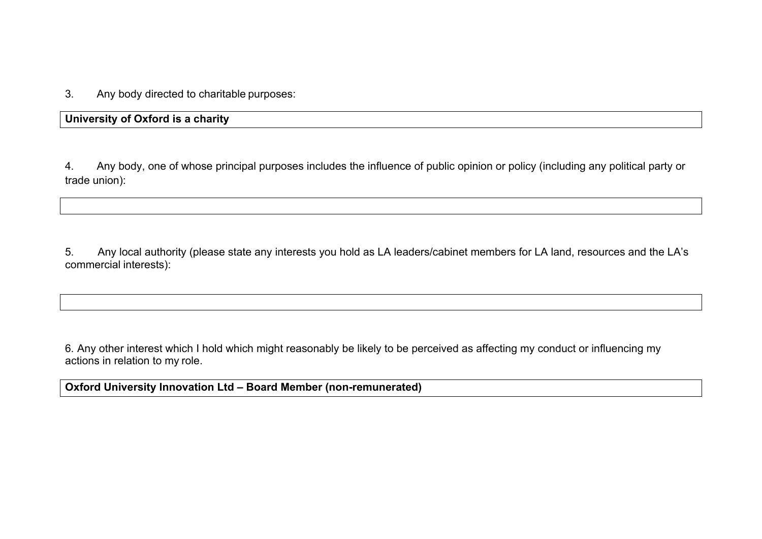3. Any body directed to charitable purposes:

| **University of Oxford is a charity** |
|---|

4. Any body, one of whose principal purposes includes the influence of public opinion or policy (including any political party or trade union):

| |
|---|

5. Any local authority (please state any interests you hold as LA leaders/cabinet members for LA land, resources and the LA's commercial interests):

| |
|---|

6. Any other interest which I hold which might reasonably be likely to be perceived as affecting my conduct or influencing my actions in relation to my role.

| **Oxford University Innovation Ltd – Board Member (non-remunerated)** |
|---|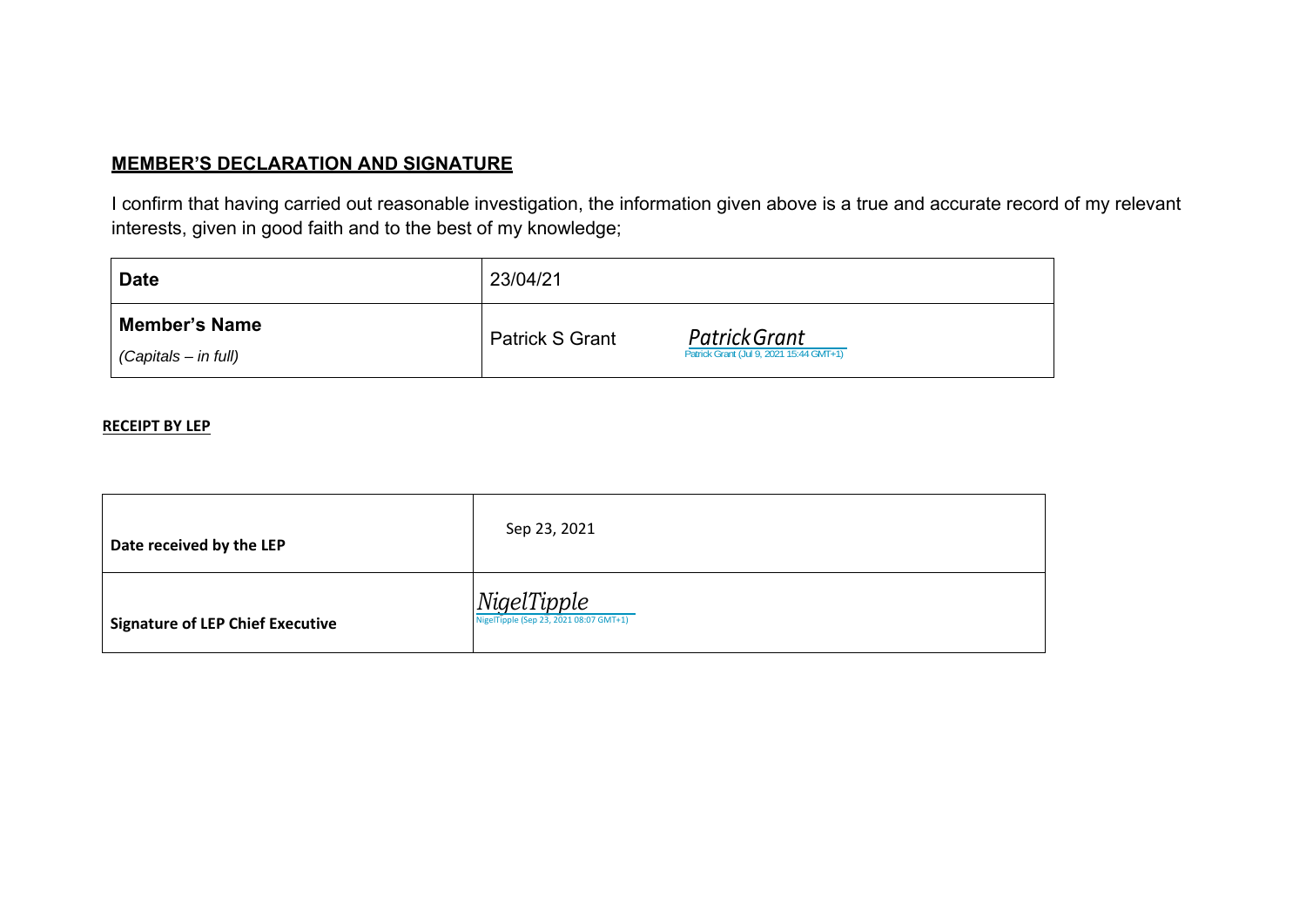## MEMBER'S DECLARATION AND SIGNATURE

I confirm that having carried out reasonable investigation, the information given above is a true and accurate record of my relevant interests, given in good faith and to the best of my knowledge;

| **Date** | 23/04/21 |
|---|---|
| **Member's Name** *(Capitals – in full)* | Patrick S Grant *Patrick Grant* Patrick Grant (Jul 9, 2021 15:44 GMT+1) |

**RECEIPT BY LEP**

| **Date received by the LEP** | Sep 23, 2021 |
|---|---|
| **Signature of LEP Chief Executive** | *NigelTipple* NigelTipple (Sep 23, 2021 08:07 GMT+1) |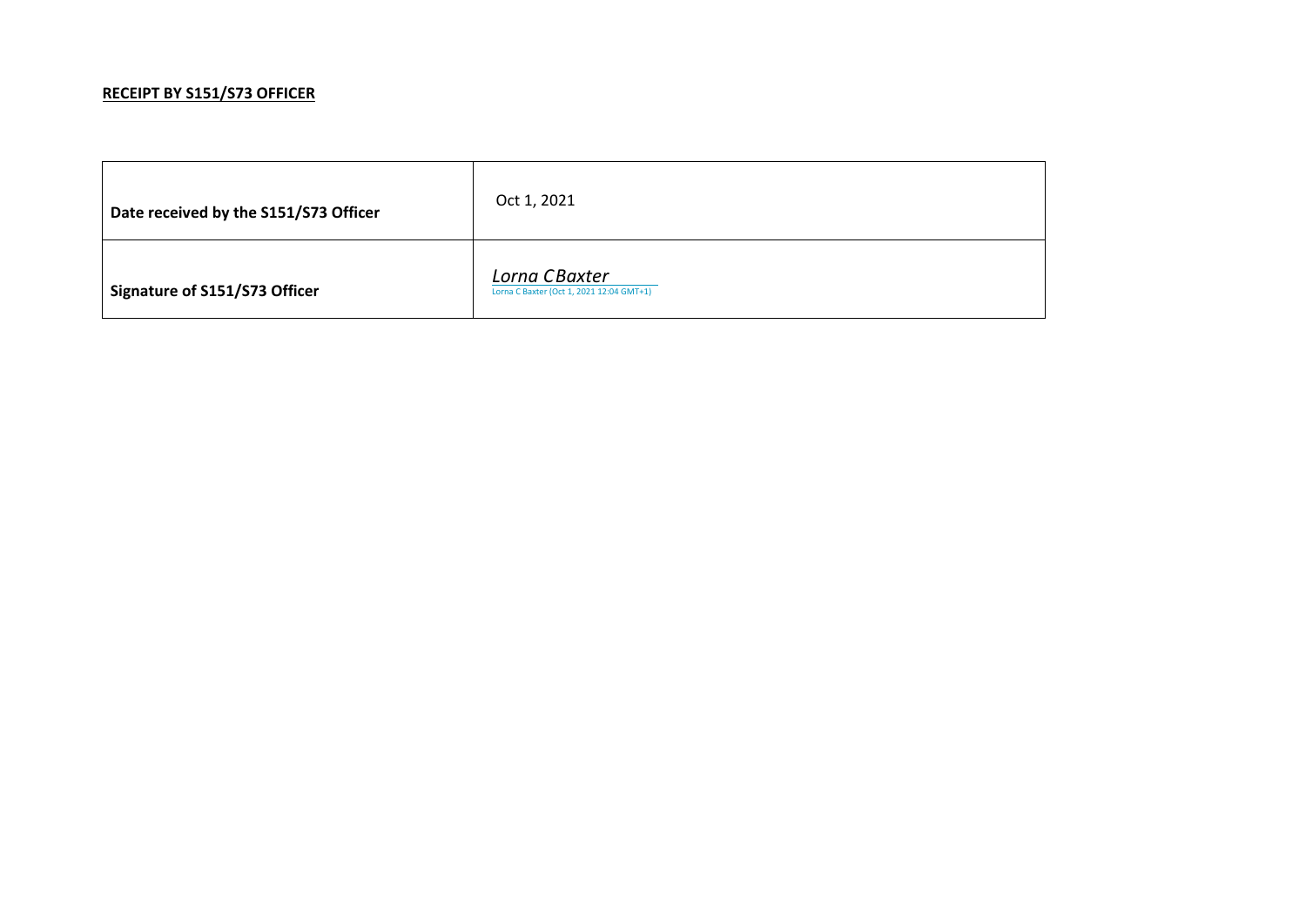**RECEIPT BY S151/S73 OFFICER**

| | |
|---|---|
| **Date received by the S151/S73 Officer** | Oct 1, 2021 |
| **Signature of S151/S73 Officer** | *Lorna C Baxter* Lorna C Baxter (Oct 1, 2021 12:04 GMT+1) |